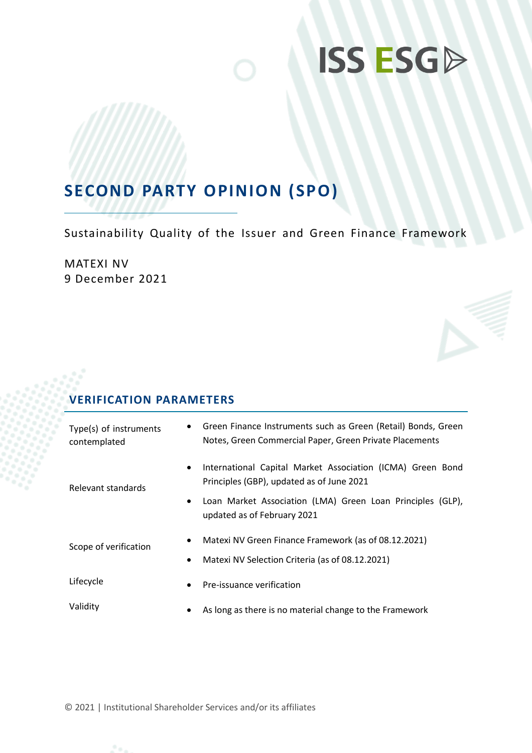ISS ESG

# SECOND PARTY OPINION (SPO)

Sustainability Quality of the Issuer and Green Finance Framework

MATEXI NV
9 December 2021

## VERIFICATION PARAMETERS

| | |
|---|---|
| Type(s) of instruments contemplated | • Green Finance Instruments such as Green (Retail) Bonds, Green Notes, Green Commercial Paper, Green Private Placements |
| Relevant standards | • International Capital Market Association (ICMA) Green Bond Principles (GBP), updated as of June 2021<br>• Loan Market Association (LMA) Green Loan Principles (GLP), updated as of February 2021 |
| Scope of verification | • Matexi NV Green Finance Framework (as of 08.12.2021)<br>• Matexi NV Selection Criteria (as of 08.12.2021) |
| Lifecycle | • Pre-issuance verification |
| Validity | • As long as there is no material change to the Framework |

© 2021 | Institutional Shareholder Services and/or its affiliates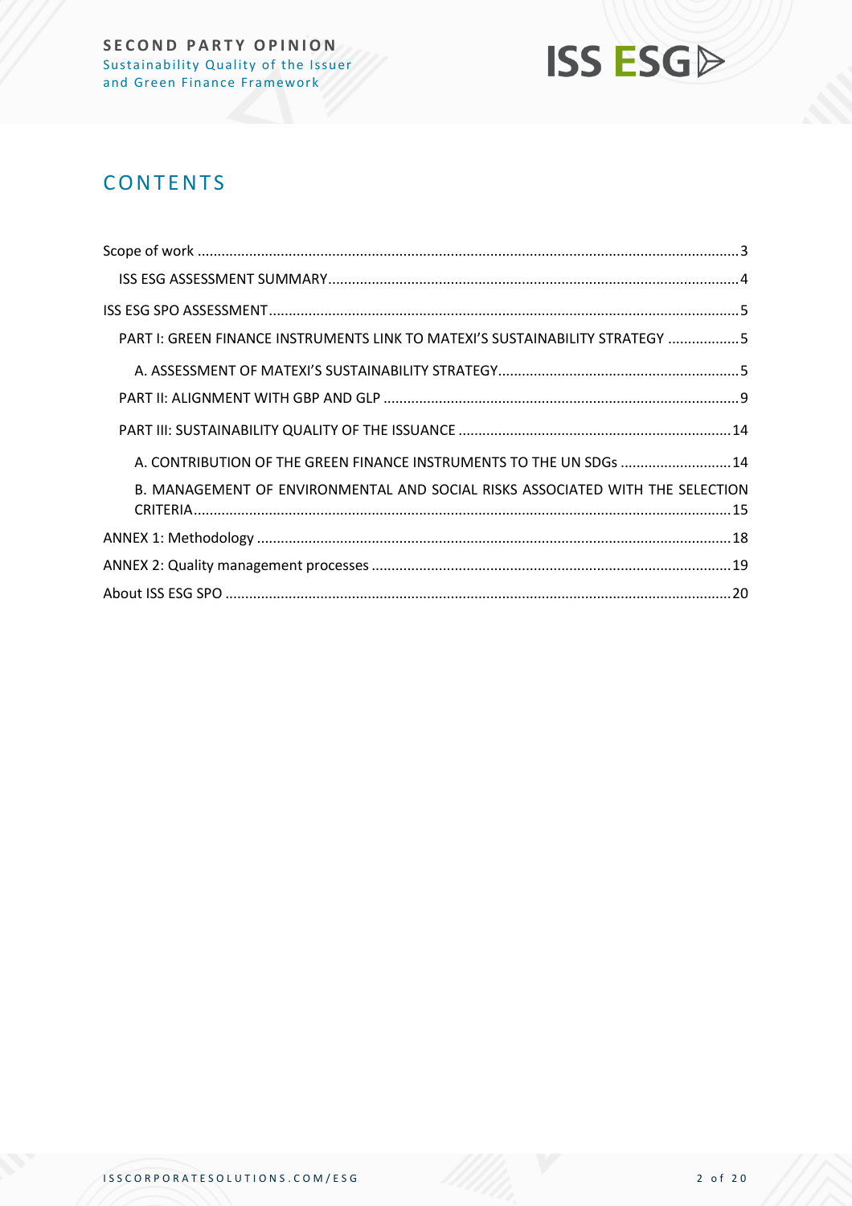# CONTENTS

- Scope of work ........................................................................................................................3
  - ISS ESG ASSESSMENT SUMMARY .......................................................................................4
- ISS ESG SPO ASSESSMENT ......................................................................................................5
  - PART I: GREEN FINANCE INSTRUMENTS LINK TO MATEXI'S SUSTAINABILITY STRATEGY ..................5
    - A. ASSESSMENT OF MATEXI'S SUSTAINABILITY STRATEGY.............................................................5
  - PART II: ALIGNMENT WITH GBP AND GLP ..........................................................................................9
  - PART III: SUSTAINABILITY QUALITY OF THE ISSUANCE .....................................................................14
    - A. CONTRIBUTION OF THE GREEN FINANCE INSTRUMENTS TO THE UN SDGs ............................14
    - B. MANAGEMENT OF ENVIRONMENTAL AND SOCIAL RISKS ASSOCIATED WITH THE SELECTION CRITERIA........................................................................................................................................15
- ANNEX 1: Methodology .......................................................................................................................18
- ANNEX 2: Quality management processes ..........................................................................................19
- About ISS ESG SPO ..............................................................................................................................20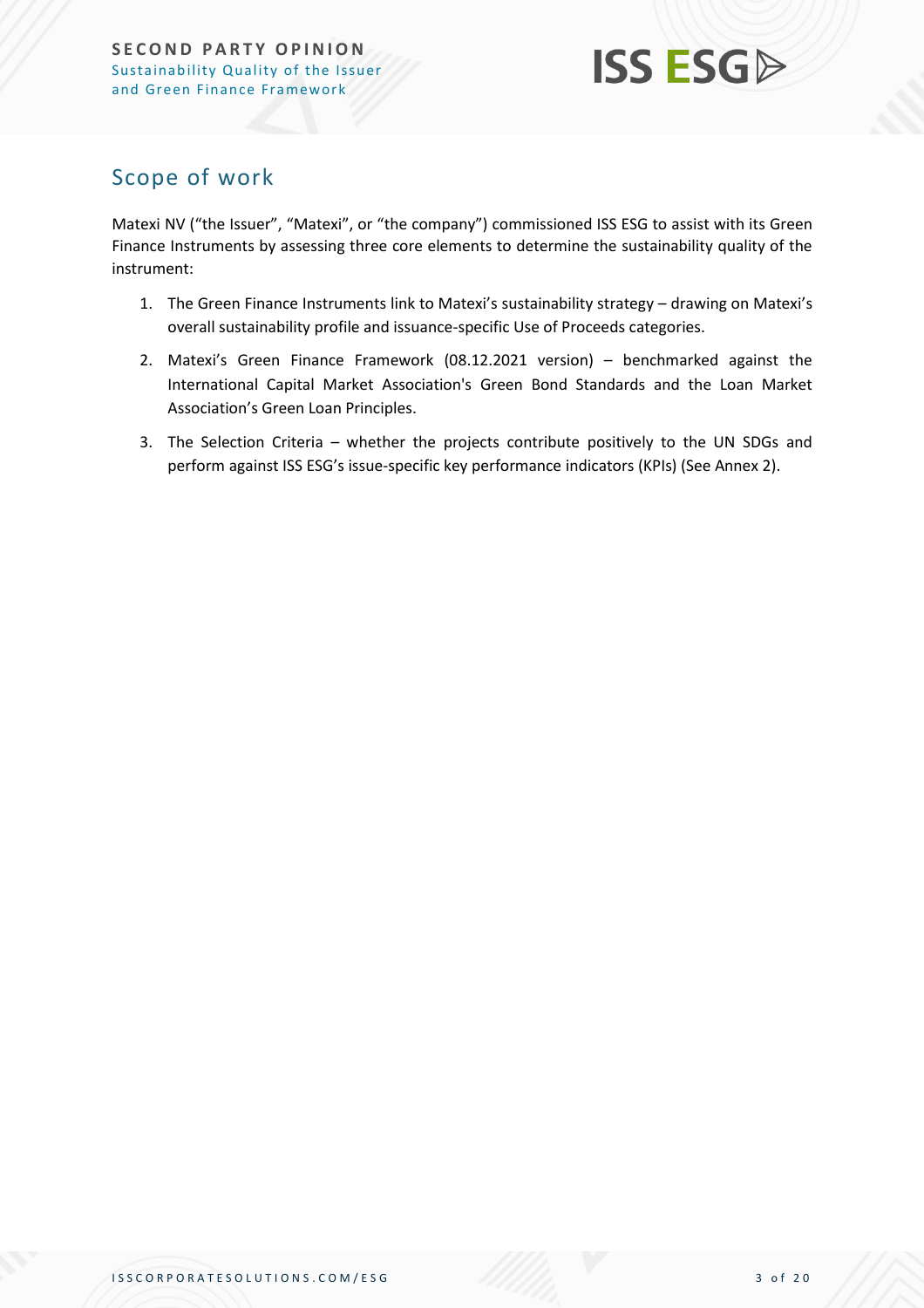## Scope of work

Matexi NV ("the Issuer", "Matexi", or "the company") commissioned ISS ESG to assist with its Green Finance Instruments by assessing three core elements to determine the sustainability quality of the instrument:

1. The Green Finance Instruments link to Matexi's sustainability strategy – drawing on Matexi's overall sustainability profile and issuance-specific Use of Proceeds categories.
2. Matexi's Green Finance Framework (08.12.2021 version) – benchmarked against the International Capital Market Association's Green Bond Standards and the Loan Market Association's Green Loan Principles.
3. The Selection Criteria – whether the projects contribute positively to the UN SDGs and perform against ISS ESG's issue-specific key performance indicators (KPIs) (See Annex 2).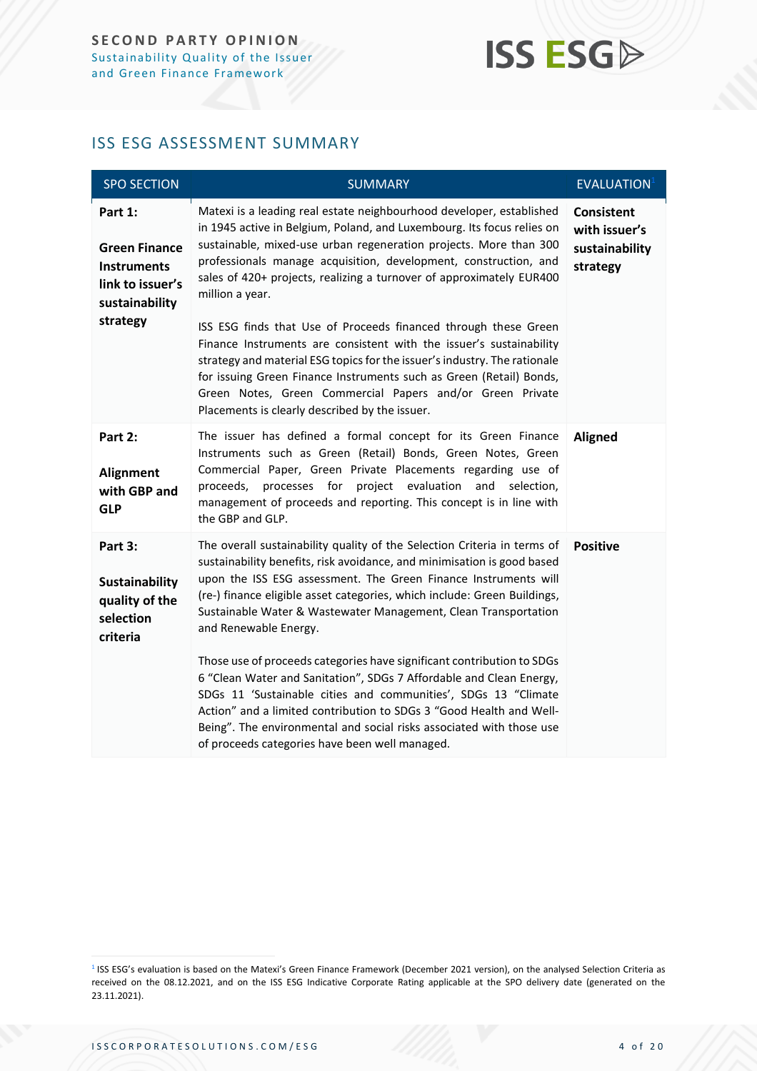## ISS ESG ASSESSMENT SUMMARY

| SPO SECTION | SUMMARY | EVALUATION[1] |
|---|---|---|
| **Part 1: Green Finance Instruments link to issuer's sustainability strategy** | Matexi is a leading real estate neighbourhood developer, established in 1945 active in Belgium, Poland, and Luxembourg. Its focus relies on sustainable, mixed-use urban regeneration projects. More than 300 professionals manage acquisition, development, construction, and sales of 420+ projects, realizing a turnover of approximately EUR400 million a year.<br><br>ISS ESG finds that Use of Proceeds financed through these Green Finance Instruments are consistent with the issuer's sustainability strategy and material ESG topics for the issuer's industry. The rationale for issuing Green Finance Instruments such as Green (Retail) Bonds, Green Notes, Green Commercial Papers and/or Green Private Placements is clearly described by the issuer. | **Consistent with issuer's sustainability strategy** |
| **Part 2: Alignment with GBP and GLP** | The issuer has defined a formal concept for its Green Finance Instruments such as Green (Retail) Bonds, Green Notes, Green Commercial Paper, Green Private Placements regarding use of proceeds, processes for project evaluation and selection, management of proceeds and reporting. This concept is in line with the GBP and GLP. | **Aligned** |
| **Part 3: Sustainability quality of the selection criteria** | The overall sustainability quality of the Selection Criteria in terms of sustainability benefits, risk avoidance, and minimisation is good based upon the ISS ESG assessment. The Green Finance Instruments will (re-) finance eligible asset categories, which include: Green Buildings, Sustainable Water & Wastewater Management, Clean Transportation and Renewable Energy.<br><br>Those use of proceeds categories have significant contribution to SDGs 6 "Clean Water and Sanitation", SDGs 7 Affordable and Clean Energy, SDGs 11 'Sustainable cities and communities', SDGs 13 "Climate Action" and a limited contribution to SDGs 3 "Good Health and Well-Being". The environmental and social risks associated with those use of proceeds categories have been well managed. | **Positive** |

[1] ISS ESG's evaluation is based on the Matexi's Green Finance Framework (December 2021 version), on the analysed Selection Criteria as received on the 08.12.2021, and on the ISS ESG Indicative Corporate Rating applicable at the SPO delivery date (generated on the 23.11.2021).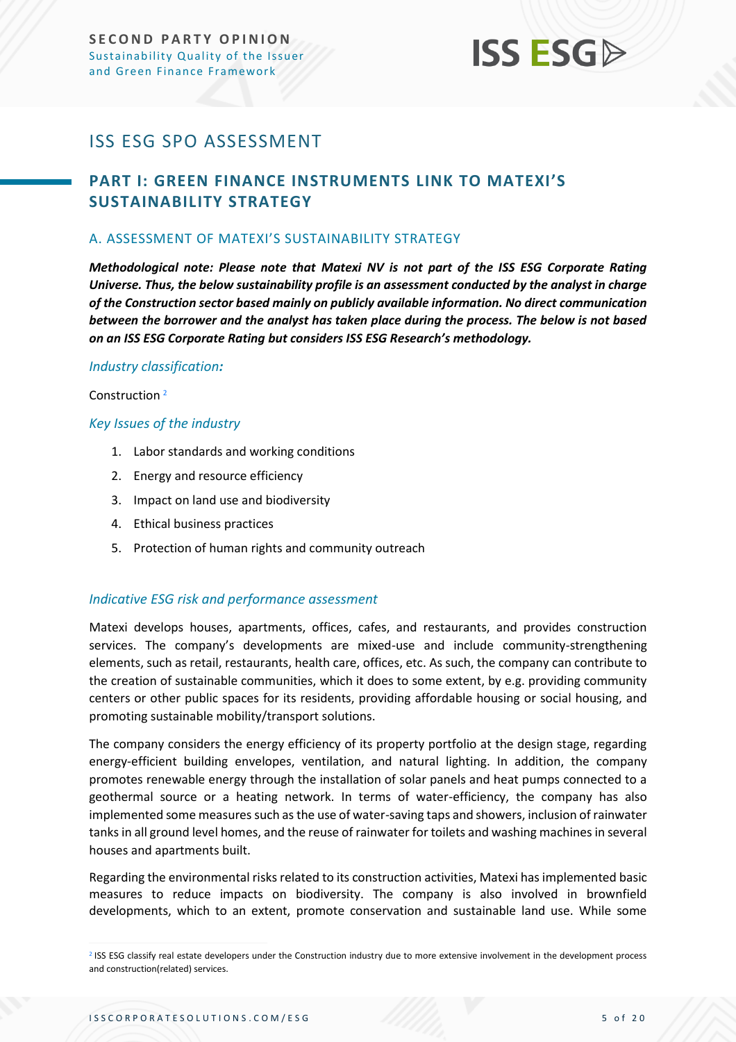# ISS ESG SPO ASSESSMENT

## PART I: GREEN FINANCE INSTRUMENTS LINK TO MATEXI'S SUSTAINABILITY STRATEGY

### A. ASSESSMENT OF MATEXI'S SUSTAINABILITY STRATEGY

***Methodological note: Please note that Matexi NV is not part of the ISS ESG Corporate Rating Universe. Thus, the below sustainability profile is an assessment conducted by the analyst in charge of the Construction sector based mainly on publicly available information. No direct communication between the borrower and the analyst has taken place during the process. The below is not based on an ISS ESG Corporate Rating but considers ISS ESG Research's methodology.***

*Industry classification:*

Construction [2]

*Key Issues of the industry*

1. Labor standards and working conditions
2. Energy and resource efficiency
3. Impact on land use and biodiversity
4. Ethical business practices
5. Protection of human rights and community outreach

*Indicative ESG risk and performance assessment*

Matexi develops houses, apartments, offices, cafes, and restaurants, and provides construction services. The company's developments are mixed-use and include community-strengthening elements, such as retail, restaurants, health care, offices, etc. As such, the company can contribute to the creation of sustainable communities, which it does to some extent, by e.g. providing community centers or other public spaces for its residents, providing affordable housing or social housing, and promoting sustainable mobility/transport solutions.

The company considers the energy efficiency of its property portfolio at the design stage, regarding energy-efficient building envelopes, ventilation, and natural lighting. In addition, the company promotes renewable energy through the installation of solar panels and heat pumps connected to a geothermal source or a heating network. In terms of water-efficiency, the company has also implemented some measures such as the use of water-saving taps and showers, inclusion of rainwater tanks in all ground level homes, and the reuse of rainwater for toilets and washing machines in several houses and apartments built.

Regarding the environmental risks related to its construction activities, Matexi has implemented basic measures to reduce impacts on biodiversity. The company is also involved in brownfield developments, which to an extent, promote conservation and sustainable land use. While some

[2] ISS ESG classify real estate developers under the Construction industry due to more extensive involvement in the development process and construction(related) services.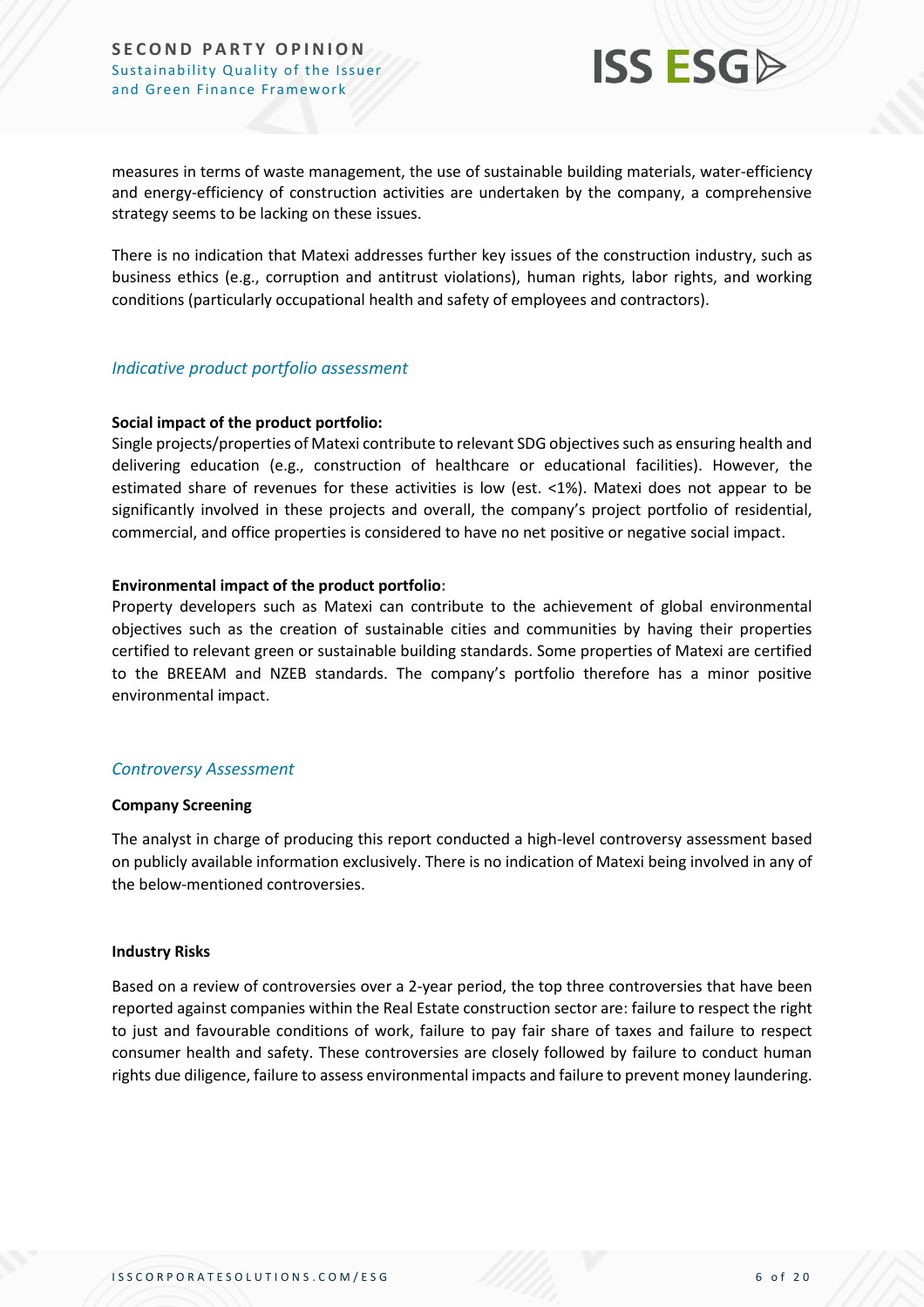measures in terms of waste management, the use of sustainable building materials, water-efficiency and energy-efficiency of construction activities are undertaken by the company, a comprehensive strategy seems to be lacking on these issues.

There is no indication that Matexi addresses further key issues of the construction industry, such as business ethics (e.g., corruption and antitrust violations), human rights, labor rights, and working conditions (particularly occupational health and safety of employees and contractors).

### *Indicative product portfolio assessment*

**Social impact of the product portfolio:**
Single projects/properties of Matexi contribute to relevant SDG objectives such as ensuring health and delivering education (e.g., construction of healthcare or educational facilities). However, the estimated share of revenues for these activities is low (est. <1%). Matexi does not appear to be significantly involved in these projects and overall, the company's project portfolio of residential, commercial, and office properties is considered to have no net positive or negative social impact.

**Environmental impact of the product portfolio:**
Property developers such as Matexi can contribute to the achievement of global environmental objectives such as the creation of sustainable cities and communities by having their properties certified to relevant green or sustainable building standards. Some properties of Matexi are certified to the BREEAM and NZEB standards. The company's portfolio therefore has a minor positive environmental impact.

### *Controversy Assessment*

**Company Screening**

The analyst in charge of producing this report conducted a high-level controversy assessment based on publicly available information exclusively. There is no indication of Matexi being involved in any of the below-mentioned controversies.

**Industry Risks**

Based on a review of controversies over a 2-year period, the top three controversies that have been reported against companies within the Real Estate construction sector are: failure to respect the right to just and favourable conditions of work, failure to pay fair share of taxes and failure to respect consumer health and safety. These controversies are closely followed by failure to conduct human rights due diligence, failure to assess environmental impacts and failure to prevent money laundering.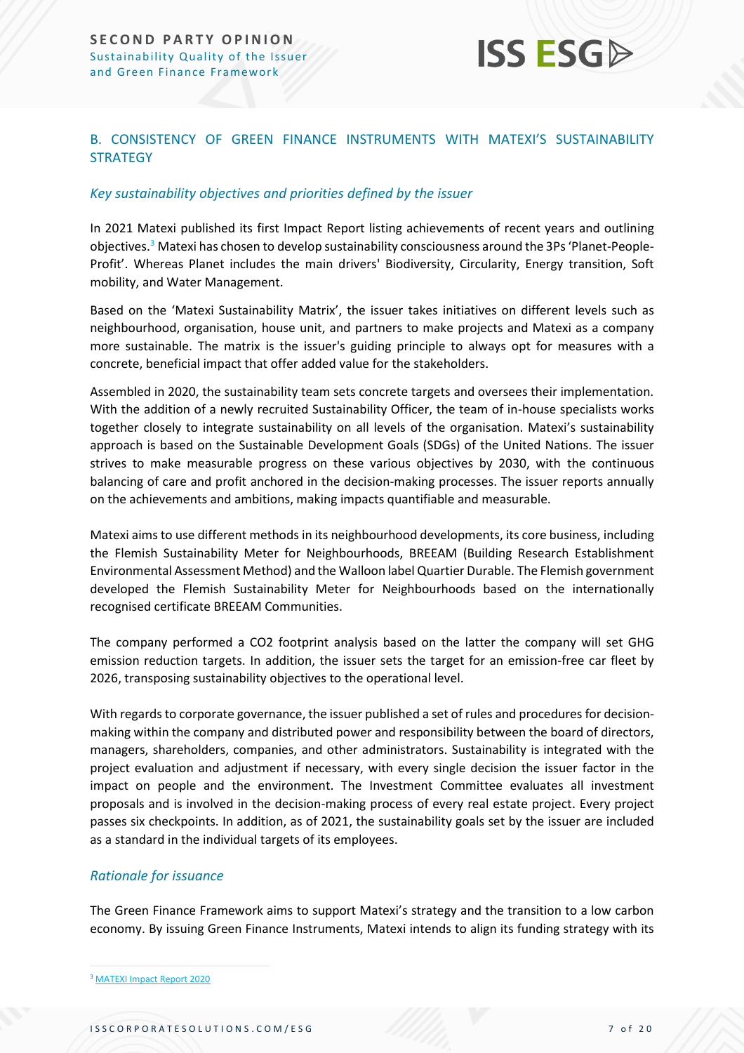## B. CONSISTENCY OF GREEN FINANCE INSTRUMENTS WITH MATEXI'S SUSTAINABILITY STRATEGY

### *Key sustainability objectives and priorities defined by the issuer*

In 2021 Matexi published its first Impact Report listing achievements of recent years and outlining objectives.[3] Matexi has chosen to develop sustainability consciousness around the 3Ps 'Planet-People-Profit'. Whereas Planet includes the main drivers' Biodiversity, Circularity, Energy transition, Soft mobility, and Water Management.

Based on the 'Matexi Sustainability Matrix', the issuer takes initiatives on different levels such as neighbourhood, organisation, house unit, and partners to make projects and Matexi as a company more sustainable. The matrix is the issuer's guiding principle to always opt for measures with a concrete, beneficial impact that offer added value for the stakeholders.

Assembled in 2020, the sustainability team sets concrete targets and oversees their implementation. With the addition of a newly recruited Sustainability Officer, the team of in-house specialists works together closely to integrate sustainability on all levels of the organisation. Matexi's sustainability approach is based on the Sustainable Development Goals (SDGs) of the United Nations. The issuer strives to make measurable progress on these various objectives by 2030, with the continuous balancing of care and profit anchored in the decision-making processes. The issuer reports annually on the achievements and ambitions, making impacts quantifiable and measurable.

Matexi aims to use different methods in its neighbourhood developments, its core business, including the Flemish Sustainability Meter for Neighbourhoods, BREEAM (Building Research Establishment Environmental Assessment Method) and the Walloon label Quartier Durable. The Flemish government developed the Flemish Sustainability Meter for Neighbourhoods based on the internationally recognised certificate BREEAM Communities.

The company performed a $CO_2$ footprint analysis based on the latter the company will set GHG emission reduction targets. In addition, the issuer sets the target for an emission-free car fleet by 2026, transposing sustainability objectives to the operational level.

With regards to corporate governance, the issuer published a set of rules and procedures for decision-making within the company and distributed power and responsibility between the board of directors, managers, shareholders, companies, and other administrators. Sustainability is integrated with the project evaluation and adjustment if necessary, with every single decision the issuer factor in the impact on people and the environment. The Investment Committee evaluates all investment proposals and is involved in the decision-making process of every real estate project. Every project passes six checkpoints. In addition, as of 2021, the sustainability goals set by the issuer are included as a standard in the individual targets of its employees.

### *Rationale for issuance*

The Green Finance Framework aims to support Matexi's strategy and the transition to a low carbon economy. By issuing Green Finance Instruments, Matexi intends to align its funding strategy with its

[3] MATEXI Impact Report 2020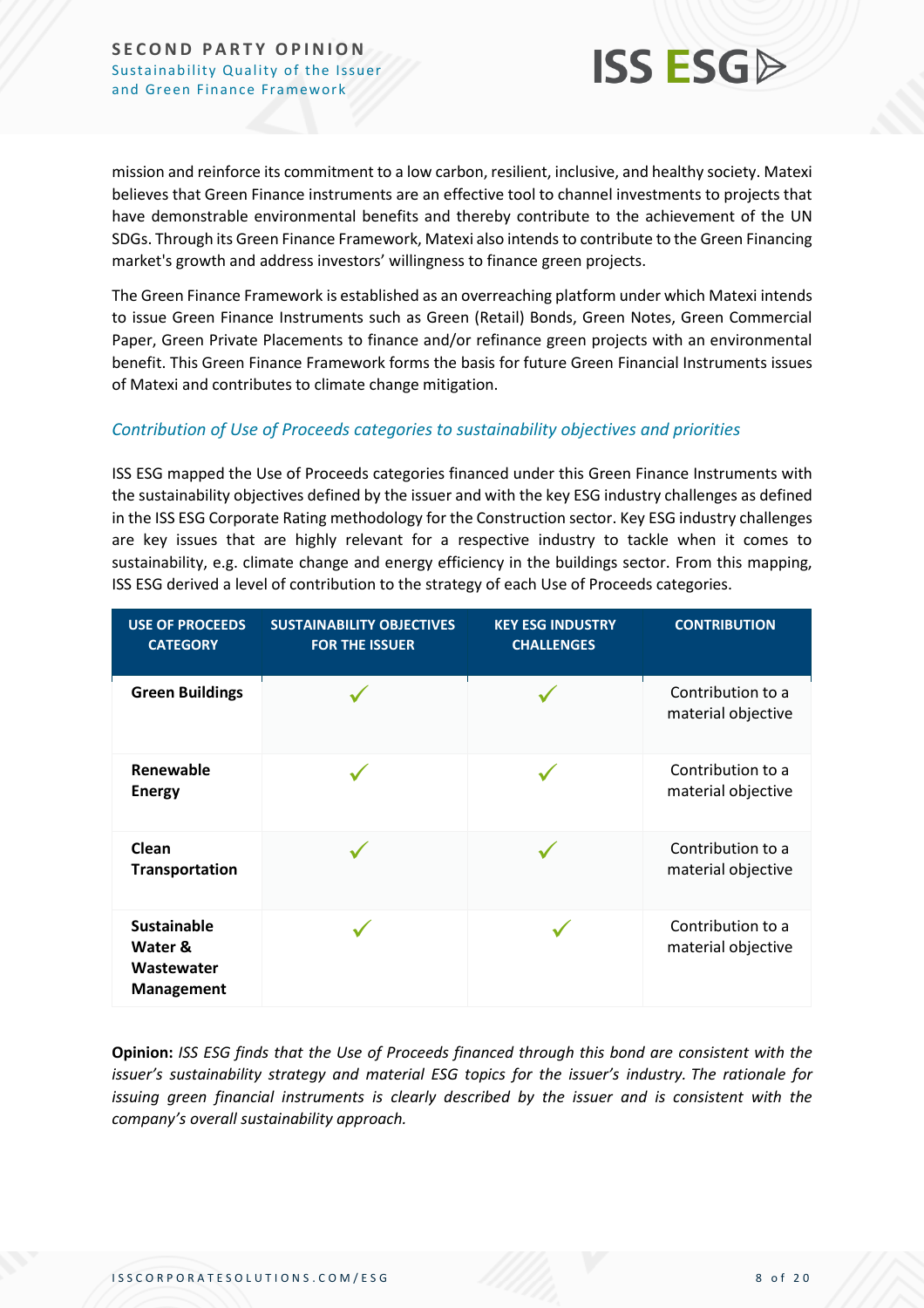mission and reinforce its commitment to a low carbon, resilient, inclusive, and healthy society. Matexi believes that Green Finance instruments are an effective tool to channel investments to projects that have demonstrable environmental benefits and thereby contribute to the achievement of the UN SDGs. Through its Green Finance Framework, Matexi also intends to contribute to the Green Financing market's growth and address investors' willingness to finance green projects.

The Green Finance Framework is established as an overreaching platform under which Matexi intends to issue Green Finance Instruments such as Green (Retail) Bonds, Green Notes, Green Commercial Paper, Green Private Placements to finance and/or refinance green projects with an environmental benefit. This Green Finance Framework forms the basis for future Green Financial Instruments issues of Matexi and contributes to climate change mitigation.

### *Contribution of Use of Proceeds categories to sustainability objectives and priorities*

ISS ESG mapped the Use of Proceeds categories financed under this Green Finance Instruments with the sustainability objectives defined by the issuer and with the key ESG industry challenges as defined in the ISS ESG Corporate Rating methodology for the Construction sector. Key ESG industry challenges are key issues that are highly relevant for a respective industry to tackle when it comes to sustainability, e.g. climate change and energy efficiency in the buildings sector. From this mapping, ISS ESG derived a level of contribution to the strategy of each Use of Proceeds categories.

| USE OF PROCEEDS CATEGORY | SUSTAINABILITY OBJECTIVES FOR THE ISSUER | KEY ESG INDUSTRY CHALLENGES | CONTRIBUTION |
|---|---|---|---|
| **Green Buildings** | ✓ | ✓ | Contribution to a material objective |
| **Renewable Energy** | ✓ | ✓ | Contribution to a material objective |
| **Clean Transportation** | ✓ | ✓ | Contribution to a material objective |
| **Sustainable Water & Wastewater Management** | ✓ | ✓ | Contribution to a material objective |

**Opinion:** *ISS ESG finds that the Use of Proceeds financed through this bond are consistent with the issuer's sustainability strategy and material ESG topics for the issuer's industry. The rationale for issuing green financial instruments is clearly described by the issuer and is consistent with the company's overall sustainability approach.*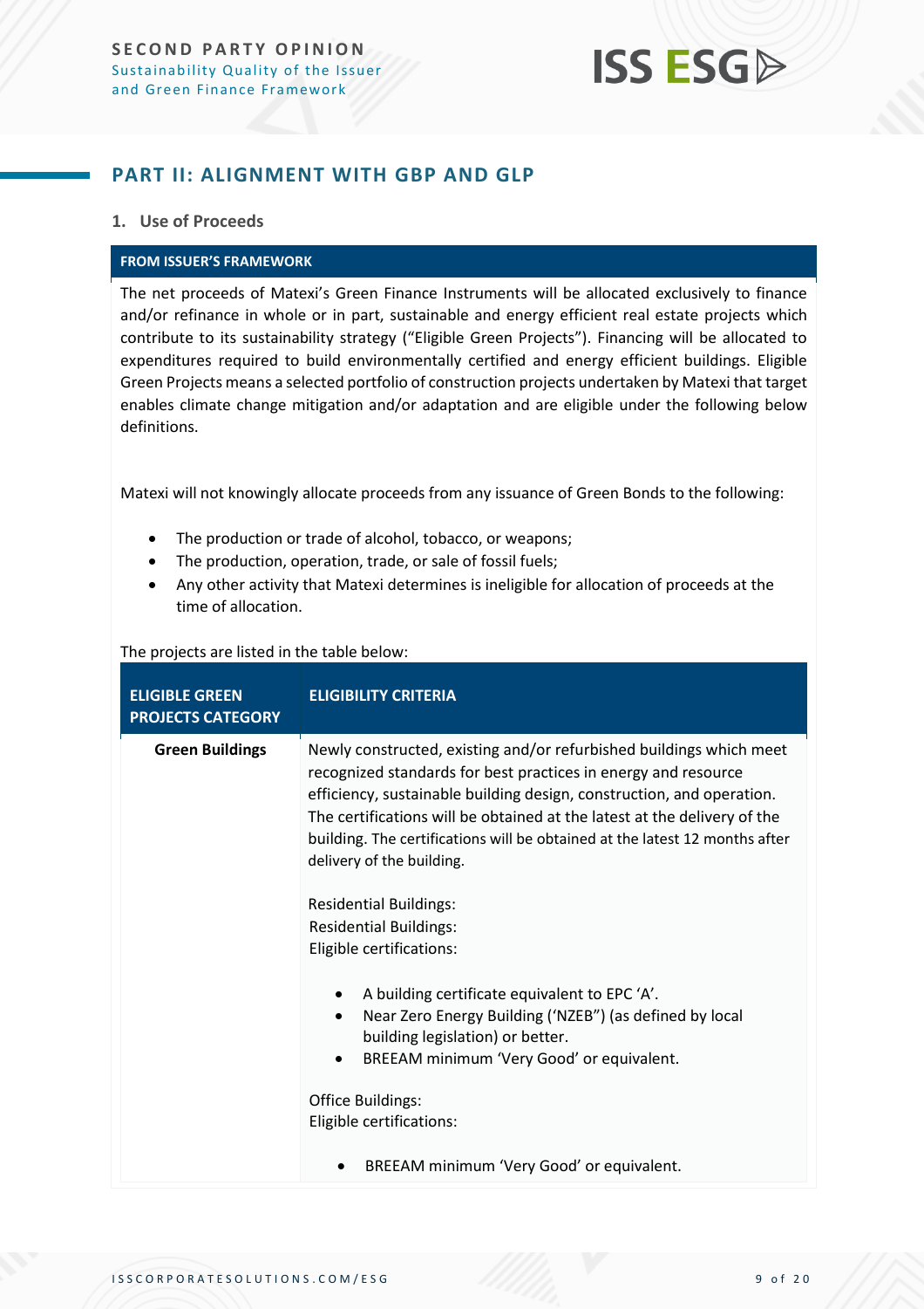## PART II: ALIGNMENT WITH GBP AND GLP

### 1. Use of Proceeds

**FROM ISSUER'S FRAMEWORK**

The net proceeds of Matexi's Green Finance Instruments will be allocated exclusively to finance and/or refinance in whole or in part, sustainable and energy efficient real estate projects which contribute to its sustainability strategy ("Eligible Green Projects"). Financing will be allocated to expenditures required to build environmentally certified and energy efficient buildings. Eligible Green Projects means a selected portfolio of construction projects undertaken by Matexi that target enables climate change mitigation and/or adaptation and are eligible under the following below definitions.

Matexi will not knowingly allocate proceeds from any issuance of Green Bonds to the following:

- The production or trade of alcohol, tobacco, or weapons;
- The production, operation, trade, or sale of fossil fuels;
- Any other activity that Matexi determines is ineligible for allocation of proceeds at the time of allocation.

The projects are listed in the table below:

| ELIGIBLE GREEN PROJECTS CATEGORY | ELIGIBILITY CRITERIA |
|---|---|
| **Green Buildings** | Newly constructed, existing and/or refurbished buildings which meet recognized standards for best practices in energy and resource efficiency, sustainable building design, construction, and operation. The certifications will be obtained at the latest at the delivery of the building. The certifications will be obtained at the latest 12 months after delivery of the building.<br><br>Residential Buildings:<br>Residential Buildings:<br>Eligible certifications:<br><br>• A building certificate equivalent to EPC 'A'.<br>• Near Zero Energy Building ('NZEB") (as defined by local building legislation) or better.<br>• BREEAM minimum 'Very Good' or equivalent.<br><br>Office Buildings:<br>Eligible certifications:<br><br>• BREEAM minimum 'Very Good' or equivalent. |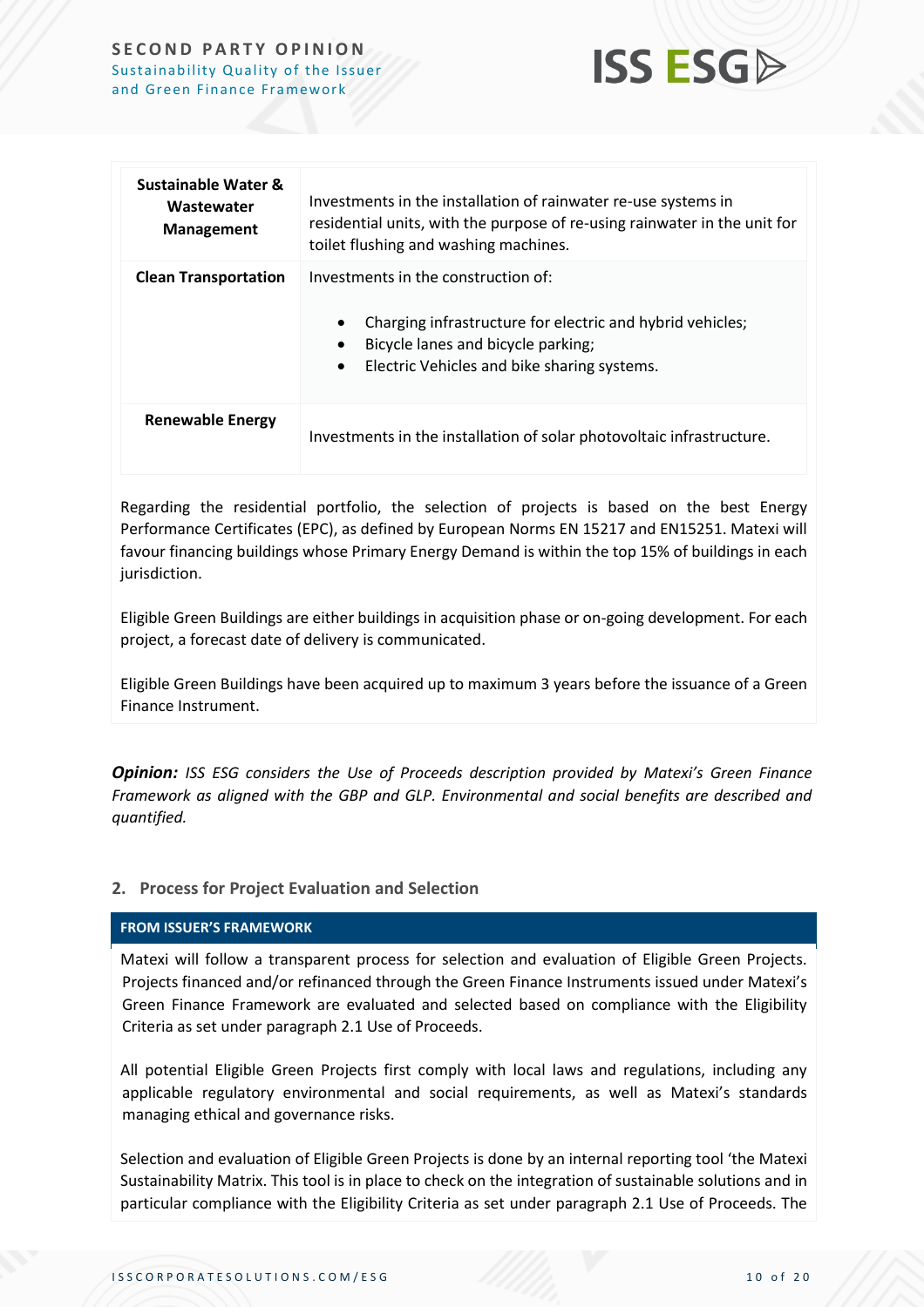| | |
|---|---|
| **Sustainable Water & Wastewater Management** | Investments in the installation of rainwater re-use systems in residential units, with the purpose of re-using rainwater in the unit for toilet flushing and washing machines. |
| **Clean Transportation** | Investments in the construction of:<br>• Charging infrastructure for electric and hybrid vehicles;<br>• Bicycle lanes and bicycle parking;<br>• Electric Vehicles and bike sharing systems. |
| **Renewable Energy** | Investments in the installation of solar photovoltaic infrastructure. |

Regarding the residential portfolio, the selection of projects is based on the best Energy Performance Certificates (EPC), as defined by European Norms EN 15217 and EN15251. Matexi will favour financing buildings whose Primary Energy Demand is within the top 15% of buildings in each jurisdiction.

Eligible Green Buildings are either buildings in acquisition phase or on-going development. For each project, a forecast date of delivery is communicated.

Eligible Green Buildings have been acquired up to maximum 3 years before the issuance of a Green Finance Instrument.

***Opinion:*** *ISS ESG considers the Use of Proceeds description provided by Matexi's Green Finance Framework as aligned with the GBP and GLP. Environmental and social benefits are described and quantified.*

## 2. Process for Project Evaluation and Selection

**FROM ISSUER'S FRAMEWORK**

Matexi will follow a transparent process for selection and evaluation of Eligible Green Projects. Projects financed and/or refinanced through the Green Finance Instruments issued under Matexi's Green Finance Framework are evaluated and selected based on compliance with the Eligibility Criteria as set under paragraph 2.1 Use of Proceeds.

All potential Eligible Green Projects first comply with local laws and regulations, including any applicable regulatory environmental and social requirements, as well as Matexi's standards managing ethical and governance risks.

Selection and evaluation of Eligible Green Projects is done by an internal reporting tool 'the Matexi Sustainability Matrix. This tool is in place to check on the integration of sustainable solutions and in particular compliance with the Eligibility Criteria as set under paragraph 2.1 Use of Proceeds. The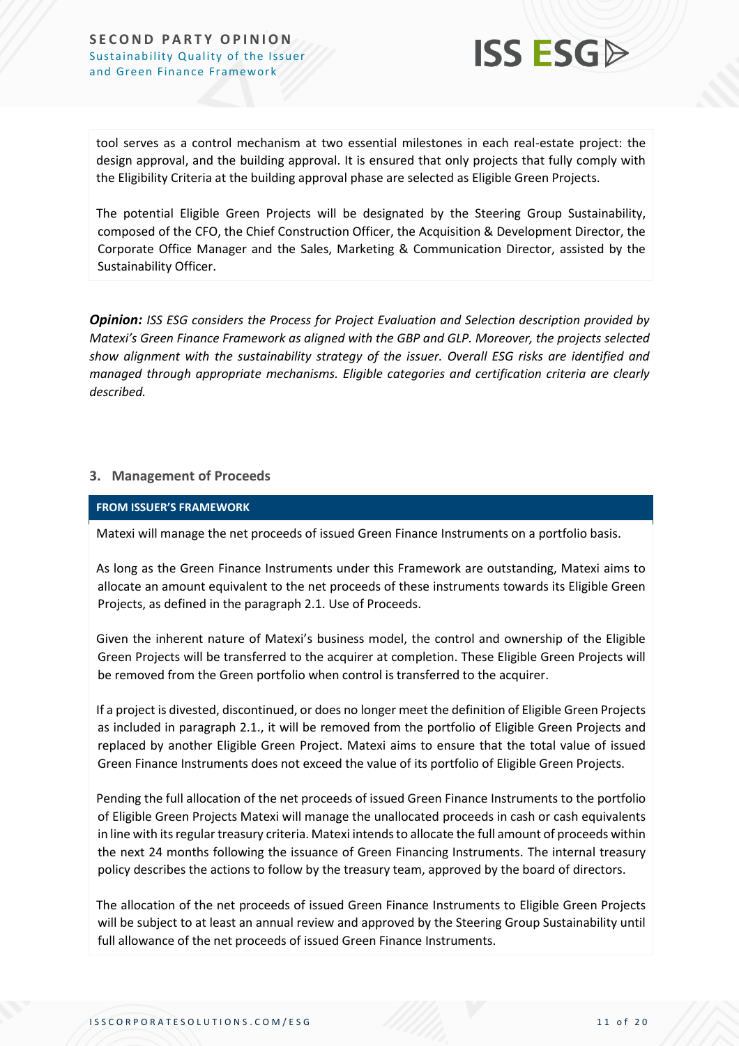tool serves as a control mechanism at two essential milestones in each real-estate project: the design approval, and the building approval. It is ensured that only projects that fully comply with the Eligibility Criteria at the building approval phase are selected as Eligible Green Projects.

The potential Eligible Green Projects will be designated by the Steering Group Sustainability, composed of the CFO, the Chief Construction Officer, the Acquisition & Development Director, the Corporate Office Manager and the Sales, Marketing & Communication Director, assisted by the Sustainability Officer.

***Opinion:*** *ISS ESG considers the Process for Project Evaluation and Selection description provided by Matexi's Green Finance Framework as aligned with the GBP and GLP. Moreover, the projects selected show alignment with the sustainability strategy of the issuer. Overall ESG risks are identified and managed through appropriate mechanisms. Eligible categories and certification criteria are clearly described.*

### 3. Management of Proceeds

**FROM ISSUER'S FRAMEWORK**

Matexi will manage the net proceeds of issued Green Finance Instruments on a portfolio basis.

As long as the Green Finance Instruments under this Framework are outstanding, Matexi aims to allocate an amount equivalent to the net proceeds of these instruments towards its Eligible Green Projects, as defined in the paragraph 2.1. Use of Proceeds.

Given the inherent nature of Matexi's business model, the control and ownership of the Eligible Green Projects will be transferred to the acquirer at completion. These Eligible Green Projects will be removed from the Green portfolio when control is transferred to the acquirer.

If a project is divested, discontinued, or does no longer meet the definition of Eligible Green Projects as included in paragraph 2.1., it will be removed from the portfolio of Eligible Green Projects and replaced by another Eligible Green Project. Matexi aims to ensure that the total value of issued Green Finance Instruments does not exceed the value of its portfolio of Eligible Green Projects.

Pending the full allocation of the net proceeds of issued Green Finance Instruments to the portfolio of Eligible Green Projects Matexi will manage the unallocated proceeds in cash or cash equivalents in line with its regular treasury criteria. Matexi intends to allocate the full amount of proceeds within the next 24 months following the issuance of Green Financing Instruments. The internal treasury policy describes the actions to follow by the treasury team, approved by the board of directors.

The allocation of the net proceeds of issued Green Finance Instruments to Eligible Green Projects will be subject to at least an annual review and approved by the Steering Group Sustainability until full allowance of the net proceeds of issued Green Finance Instruments.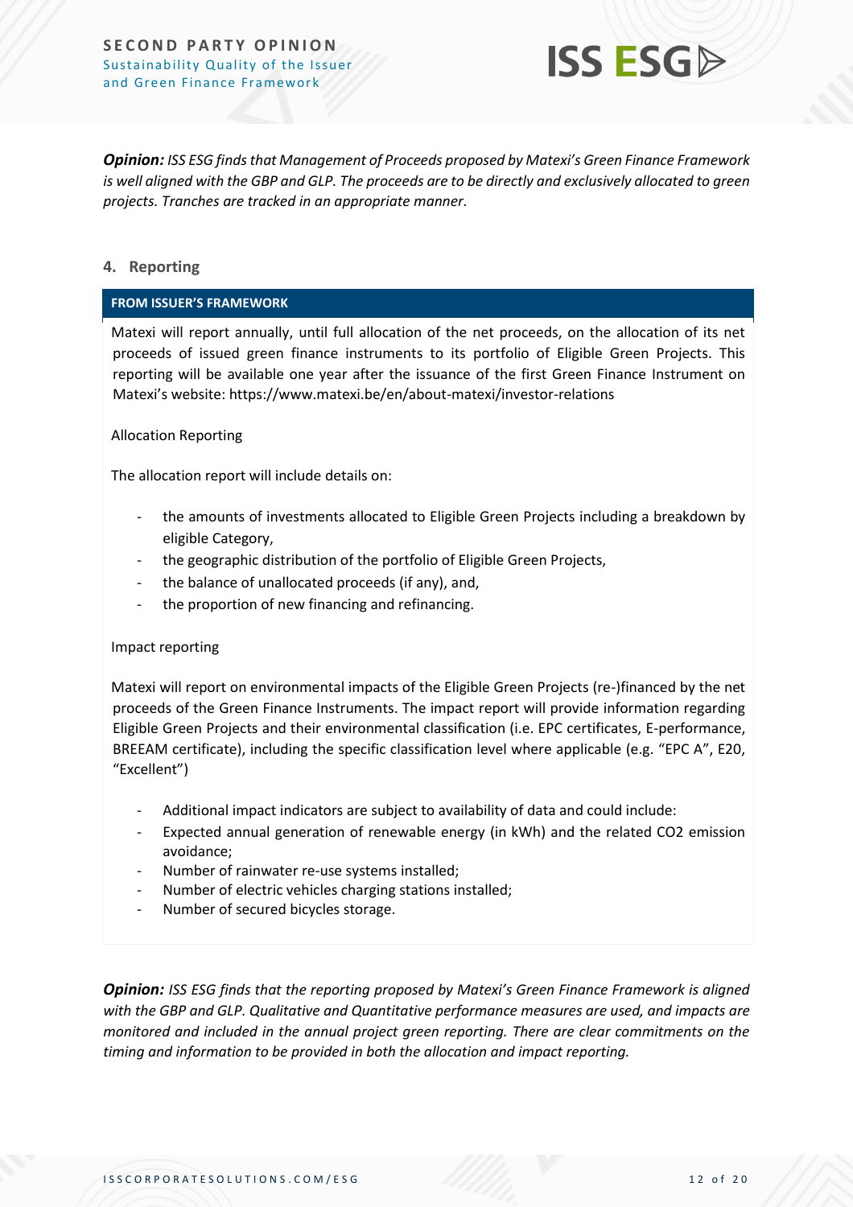***Opinion:*** *ISS ESG finds that Management of Proceeds proposed by Matexi's Green Finance Framework is well aligned with the GBP and GLP. The proceeds are to be directly and exclusively allocated to green projects. Tranches are tracked in an appropriate manner.*

## 4. Reporting

**FROM ISSUER'S FRAMEWORK**

Matexi will report annually, until full allocation of the net proceeds, on the allocation of its net proceeds of issued green finance instruments to its portfolio of Eligible Green Projects. This reporting will be available one year after the issuance of the first Green Finance Instrument on Matexi's website: https://www.matexi.be/en/about-matexi/investor-relations

Allocation Reporting

The allocation report will include details on:

- the amounts of investments allocated to Eligible Green Projects including a breakdown by eligible Category,
- the geographic distribution of the portfolio of Eligible Green Projects,
- the balance of unallocated proceeds (if any), and,
- the proportion of new financing and refinancing.

Impact reporting

Matexi will report on environmental impacts of the Eligible Green Projects (re-)financed by the net proceeds of the Green Finance Instruments. The impact report will provide information regarding Eligible Green Projects and their environmental classification (i.e. EPC certificates, E-performance, BREEAM certificate), including the specific classification level where applicable (e.g. "EPC A", E20, "Excellent")

- Additional impact indicators are subject to availability of data and could include:
- Expected annual generation of renewable energy (in kWh) and the related $CO_2$ emission avoidance;
- Number of rainwater re-use systems installed;
- Number of electric vehicles charging stations installed;
- Number of secured bicycles storage.

***Opinion:*** *ISS ESG finds that the reporting proposed by Matexi's Green Finance Framework is aligned with the GBP and GLP. Qualitative and Quantitative performance measures are used, and impacts are monitored and included in the annual project green reporting. There are clear commitments on the timing and information to be provided in both the allocation and impact reporting.*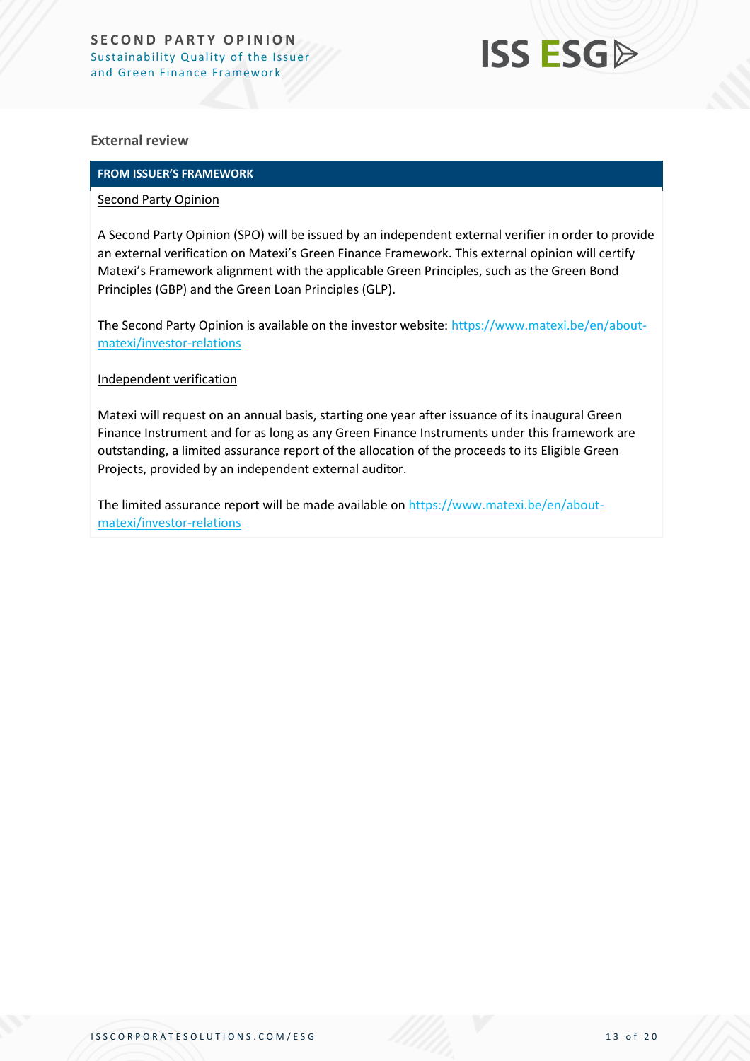**External review**

| FROM ISSUER'S FRAMEWORK |
| --- |
| Second Party Opinion<br><br>A Second Party Opinion (SPO) will be issued by an independent external verifier in order to provide an external verification on Matexi's Green Finance Framework. This external opinion will certify Matexi's Framework alignment with the applicable Green Principles, such as the Green Bond Principles (GBP) and the Green Loan Principles (GLP).<br><br>The Second Party Opinion is available on the investor website: https://www.matexi.be/en/about-matexi/investor-relations<br><br>Independent verification<br><br>Matexi will request on an annual basis, starting one year after issuance of its inaugural Green Finance Instrument and for as long as any Green Finance Instruments under this framework are outstanding, a limited assurance report of the allocation of the proceeds to its Eligible Green Projects, provided by an independent external auditor.<br><br>The limited assurance report will be made available on https://www.matexi.be/en/about-matexi/investor-relations |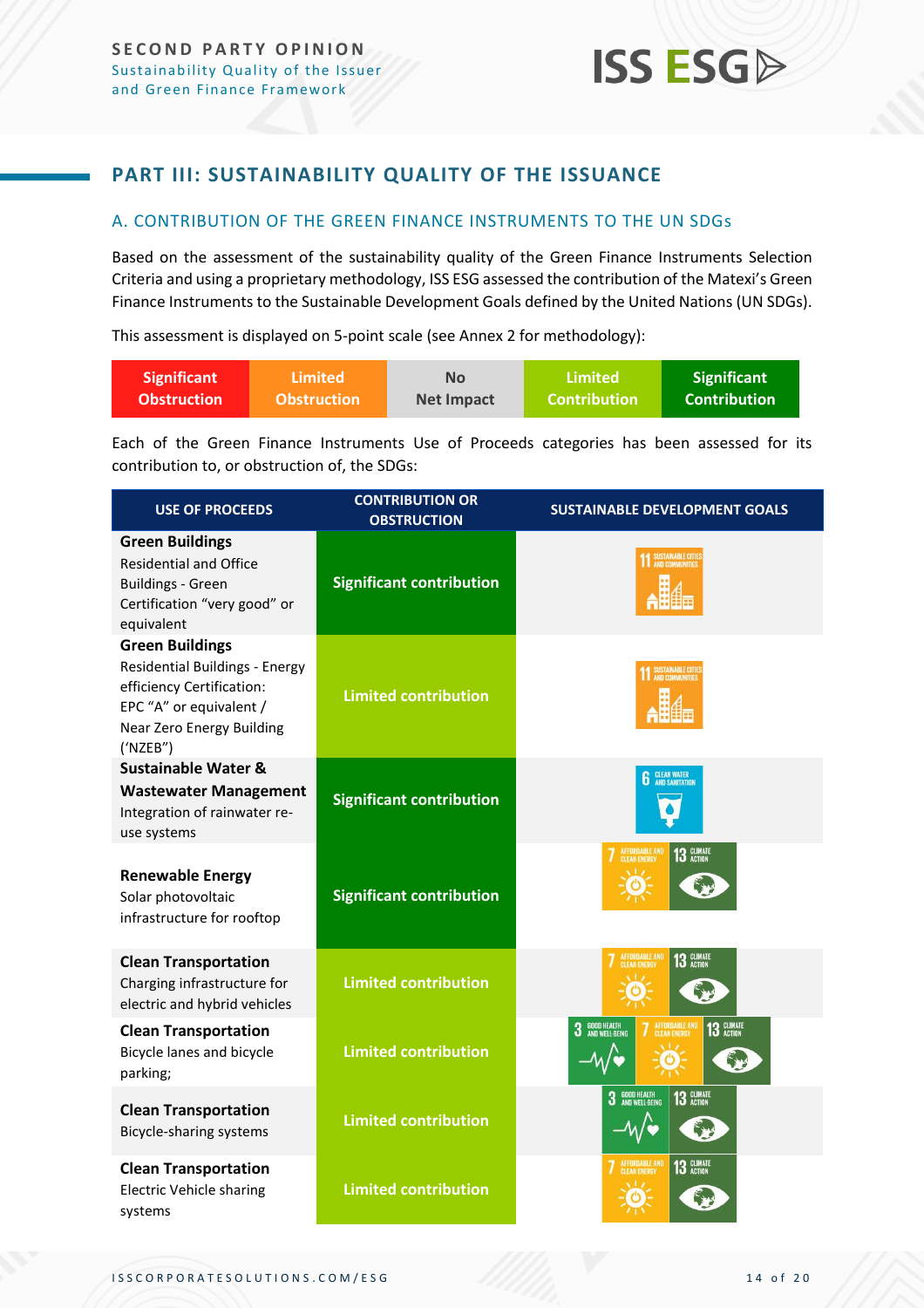## PART III: SUSTAINABILITY QUALITY OF THE ISSUANCE

### A. CONTRIBUTION OF THE GREEN FINANCE INSTRUMENTS TO THE UN SDGs

Based on the assessment of the sustainability quality of the Green Finance Instruments Selection Criteria and using a proprietary methodology, ISS ESG assessed the contribution of the Matexi's Green Finance Instruments to the Sustainable Development Goals defined by the United Nations (UN SDGs).

This assessment is displayed on 5-point scale (see Annex 2 for methodology):

| Significant Obstruction | Limited Obstruction | No Net Impact | Limited Contribution | Significant Contribution |
|---|---|---|---|---|

Each of the Green Finance Instruments Use of Proceeds categories has been assessed for its contribution to, or obstruction of, the SDGs:

| USE OF PROCEEDS | CONTRIBUTION OR OBSTRUCTION | SUSTAINABLE DEVELOPMENT GOALS |
|---|---|---|
| **Green Buildings** Residential and Office Buildings - Green Certification "very good" or equivalent | Significant contribution | 11 Sustainable Cities and Communities |
| **Green Buildings** Residential Buildings - Energy efficiency Certification: EPC "A" or equivalent / Near Zero Energy Building ('NZEB") | Limited contribution | 11 Sustainable Cities and Communities |
| **Sustainable Water & Wastewater Management** Integration of rainwater re-use systems | Significant contribution | 6 Clean Water and Sanitation |
| **Renewable Energy** Solar photovoltaic infrastructure for rooftop | Significant contribution | 7 Affordable and Clean Energy; 13 Climate Action |
| **Clean Transportation** Charging infrastructure for electric and hybrid vehicles | Limited contribution | 7 Affordable and Clean Energy; 13 Climate Action |
| **Clean Transportation** Bicycle lanes and bicycle parking; | Limited contribution | 3 Good Health and Well-Being; 7 Affordable and Clean Energy; 13 Climate Action |
| **Clean Transportation** Bicycle-sharing systems | Limited contribution | 3 Good Health and Well-Being; 13 Climate Action |
| **Clean Transportation** Electric Vehicle sharing systems | Limited contribution | 7 Affordable and Clean Energy; 13 Climate Action |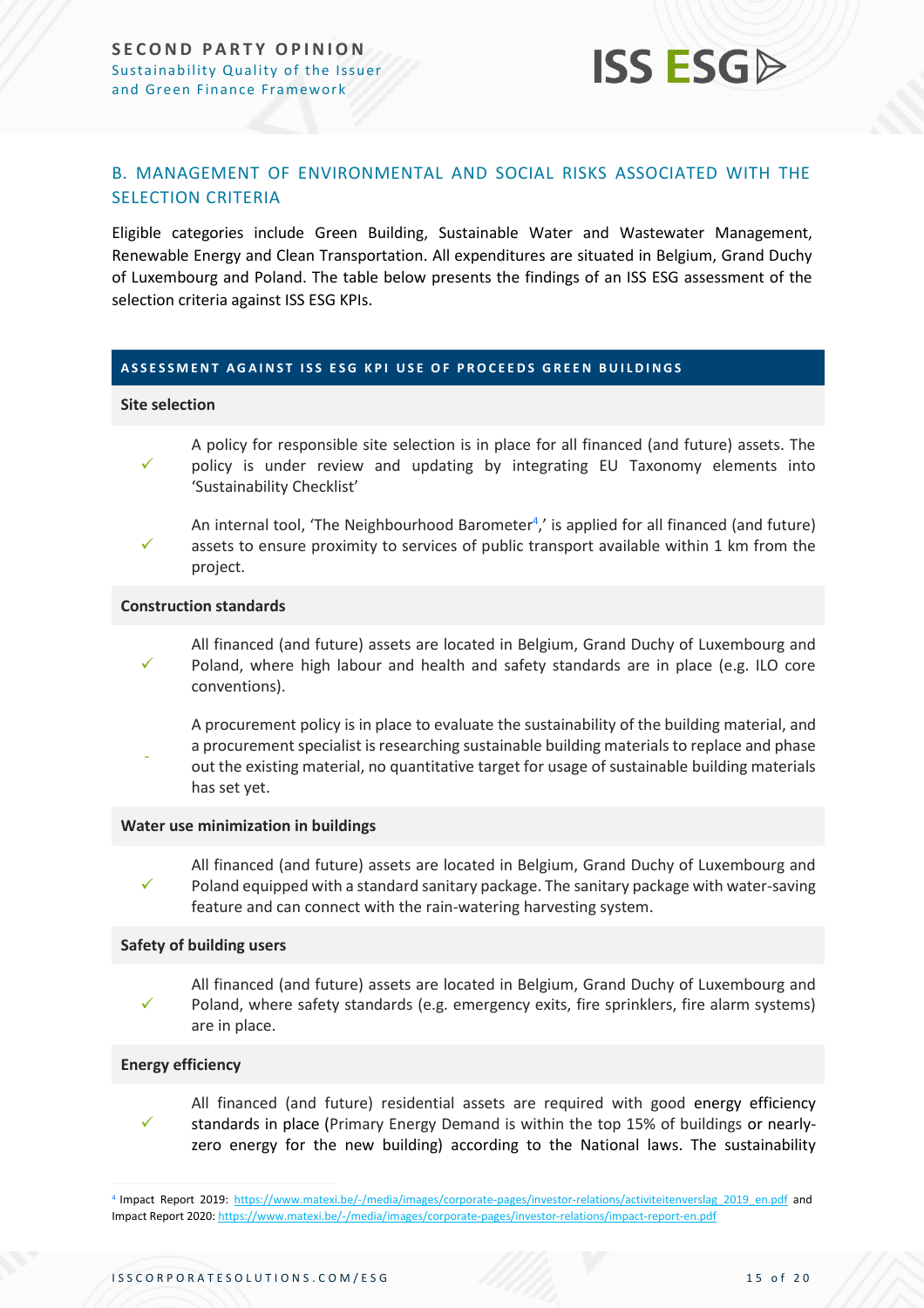## B. MANAGEMENT OF ENVIRONMENTAL AND SOCIAL RISKS ASSOCIATED WITH THE SELECTION CRITERIA

Eligible categories include Green Building, Sustainable Water and Wastewater Management, Renewable Energy and Clean Transportation. All expenditures are situated in Belgium, Grand Duchy of Luxembourg and Poland. The table below presents the findings of an ISS ESG assessment of the selection criteria against ISS ESG KPIs.

| ASSESSMENT AGAINST ISS ESG KPI USE OF PROCEEDS GREEN BUILDINGS | |
|---|---|
| **Site selection** | |
| ✓ | A policy for responsible site selection is in place for all financed (and future) assets. The policy is under review and updating by integrating EU Taxonomy elements into 'Sustainability Checklist' |
| ✓ | An internal tool, 'The Neighbourhood Barometer[4],' is applied for all financed (and future) assets to ensure proximity to services of public transport available within 1 km from the project. |
| **Construction standards** | |
| ✓ | All financed (and future) assets are located in Belgium, Grand Duchy of Luxembourg and Poland, where high labour and health and safety standards are in place (e.g. ILO core conventions). |
| - | A procurement policy is in place to evaluate the sustainability of the building material, and a procurement specialist is researching sustainable building materials to replace and phase out the existing material, no quantitative target for usage of sustainable building materials has set yet. |
| **Water use minimization in buildings** | |
| ✓ | All financed (and future) assets are located in Belgium, Grand Duchy of Luxembourg and Poland equipped with a standard sanitary package. The sanitary package with water-saving feature and can connect with the rain-watering harvesting system. |
| **Safety of building users** | |
| ✓ | All financed (and future) assets are located in Belgium, Grand Duchy of Luxembourg and Poland, where safety standards (e.g. emergency exits, fire sprinklers, fire alarm systems) are in place. |
| **Energy efficiency** | |
| ✓ | All financed (and future) residential assets are required with good energy efficiency standards in place (Primary Energy Demand is within the top 15% of buildings or nearly-zero energy for the new building) according to the National laws. The sustainability |

[4] Impact Report 2019: https://www.matexi.be/-/media/images/corporate-pages/investor-relations/activiteitenverslag_2019_en.pdf and Impact Report 2020: https://www.matexi.be/-/media/images/corporate-pages/investor-relations/impact-report-en.pdf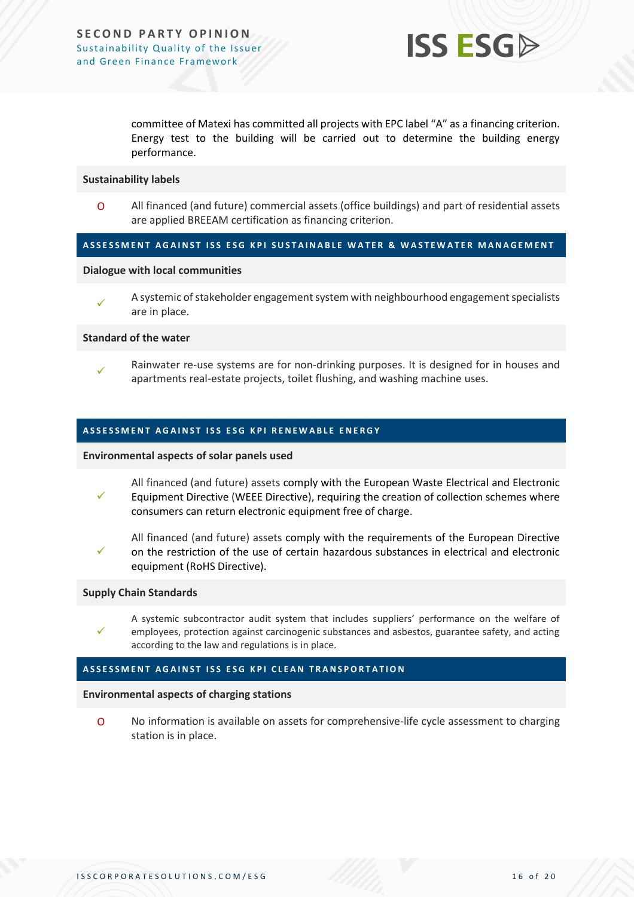committee of Matexi has committed all projects with EPC label "A" as a financing criterion. Energy test to the building will be carried out to determine the building energy performance.

**Sustainability labels**

- O All financed (and future) commercial assets (office buildings) and part of residential assets are applied BREEAM certification as financing criterion.

**ASSESSMENT AGAINST ISS ESG KPI SUSTAINABLE WATER & WASTEWATER MANAGEMENT**

**Dialogue with local communities**

- ✓ A systemic of stakeholder engagement system with neighbourhood engagement specialists are in place.

**Standard of the water**

- ✓ Rainwater re-use systems are for non-drinking purposes. It is designed for in houses and apartments real-estate projects, toilet flushing, and washing machine uses.

**ASSESSMENT AGAINST ISS ESG KPI RENEWABLE ENERGY**

**Environmental aspects of solar panels used**

- ✓ All financed (and future) assets comply with the European Waste Electrical and Electronic Equipment Directive (WEEE Directive), requiring the creation of collection schemes where consumers can return electronic equipment free of charge.
- ✓ All financed (and future) assets comply with the requirements of the European Directive on the restriction of the use of certain hazardous substances in electrical and electronic equipment (RoHS Directive).

**Supply Chain Standards**

- ✓ A systemic subcontractor audit system that includes suppliers' performance on the welfare of employees, protection against carcinogenic substances and asbestos, guarantee safety, and acting according to the law and regulations is in place.

**ASSESSMENT AGAINST ISS ESG KPI CLEAN TRANSPORTATION**

**Environmental aspects of charging stations**

- O No information is available on assets for comprehensive-life cycle assessment to charging station is in place.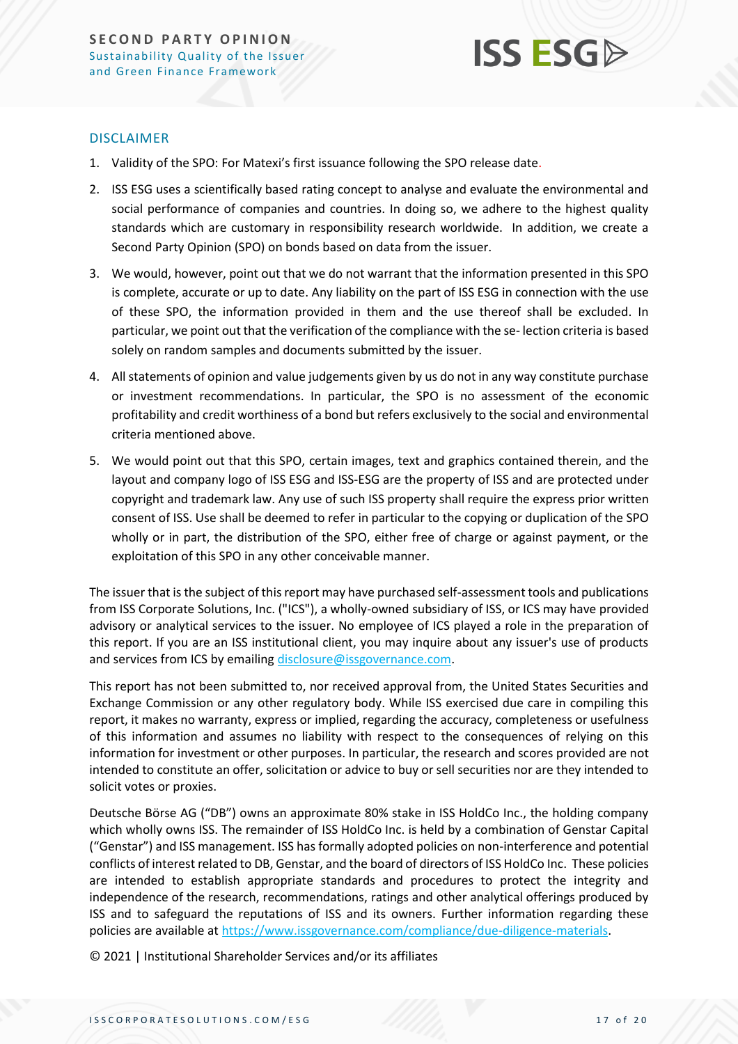## DISCLAIMER

1. Validity of the SPO: For Matexi's first issuance following the SPO release date.
2. ISS ESG uses a scientifically based rating concept to analyse and evaluate the environmental and social performance of companies and countries. In doing so, we adhere to the highest quality standards which are customary in responsibility research worldwide. In addition, we create a Second Party Opinion (SPO) on bonds based on data from the issuer.
3. We would, however, point out that we do not warrant that the information presented in this SPO is complete, accurate or up to date. Any liability on the part of ISS ESG in connection with the use of these SPO, the information provided in them and the use thereof shall be excluded. In particular, we point out that the verification of the compliance with the se- lection criteria is based solely on random samples and documents submitted by the issuer.
4. All statements of opinion and value judgements given by us do not in any way constitute purchase or investment recommendations. In particular, the SPO is no assessment of the economic profitability and credit worthiness of a bond but refers exclusively to the social and environmental criteria mentioned above.
5. We would point out that this SPO, certain images, text and graphics contained therein, and the layout and company logo of ISS ESG and ISS-ESG are the property of ISS and are protected under copyright and trademark law. Any use of such ISS property shall require the express prior written consent of ISS. Use shall be deemed to refer in particular to the copying or duplication of the SPO wholly or in part, the distribution of the SPO, either free of charge or against payment, or the exploitation of this SPO in any other conceivable manner.

The issuer that is the subject of this report may have purchased self-assessment tools and publications from ISS Corporate Solutions, Inc. ("ICS"), a wholly-owned subsidiary of ISS, or ICS may have provided advisory or analytical services to the issuer. No employee of ICS played a role in the preparation of this report. If you are an ISS institutional client, you may inquire about any issuer's use of products and services from ICS by emailing disclosure@issgovernance.com.

This report has not been submitted to, nor received approval from, the United States Securities and Exchange Commission or any other regulatory body. While ISS exercised due care in compiling this report, it makes no warranty, express or implied, regarding the accuracy, completeness or usefulness of this information and assumes no liability with respect to the consequences of relying on this information for investment or other purposes. In particular, the research and scores provided are not intended to constitute an offer, solicitation or advice to buy or sell securities nor are they intended to solicit votes or proxies.

Deutsche Börse AG ("DB") owns an approximate 80% stake in ISS HoldCo Inc., the holding company which wholly owns ISS. The remainder of ISS HoldCo Inc. is held by a combination of Genstar Capital ("Genstar") and ISS management. ISS has formally adopted policies on non-interference and potential conflicts of interest related to DB, Genstar, and the board of directors of ISS HoldCo Inc. These policies are intended to establish appropriate standards and procedures to protect the integrity and independence of the research, recommendations, ratings and other analytical offerings produced by ISS and to safeguard the reputations of ISS and its owners. Further information regarding these policies are available at https://www.issgovernance.com/compliance/due-diligence-materials.

© 2021 | Institutional Shareholder Services and/or its affiliates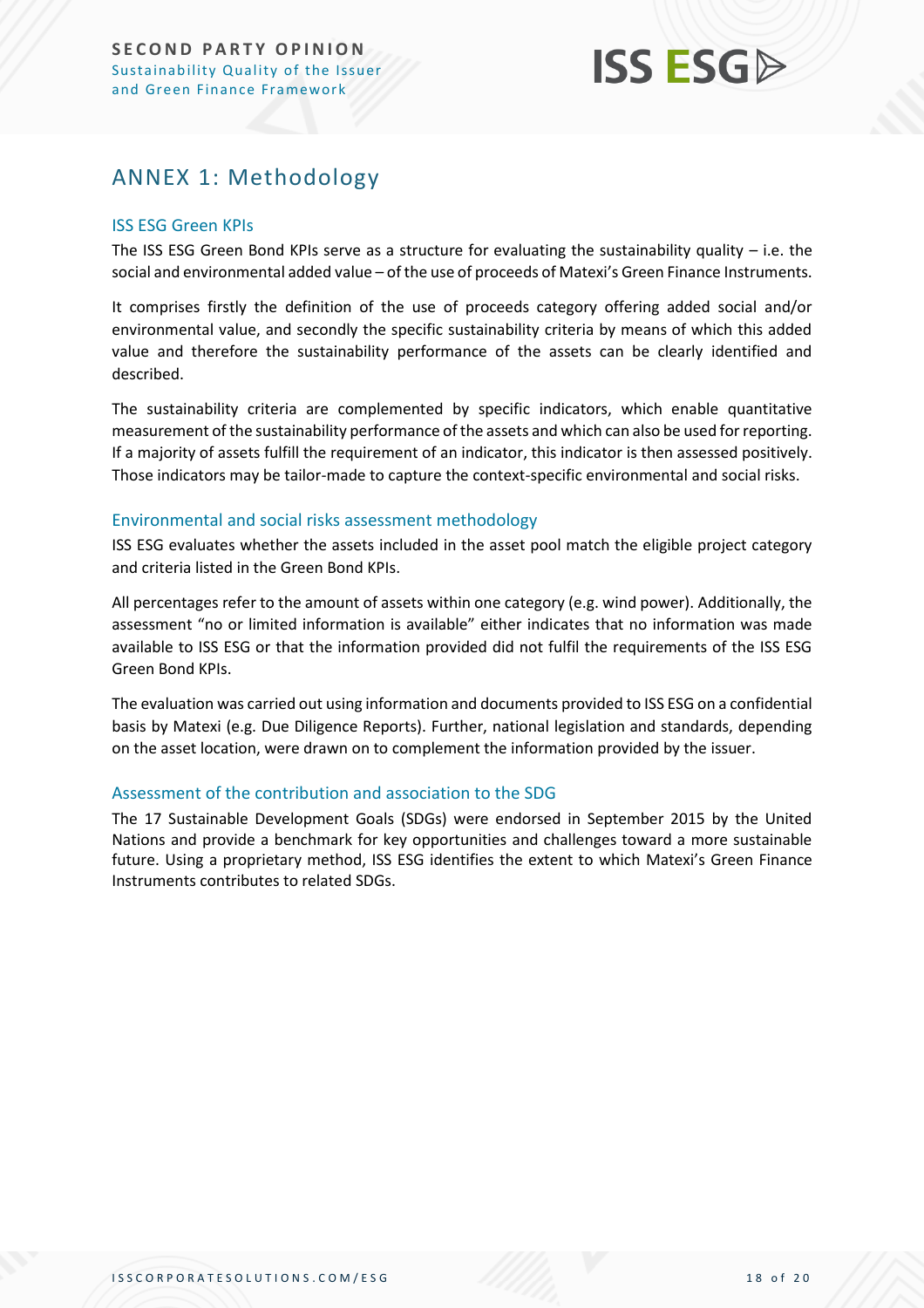## ANNEX 1: Methodology

### ISS ESG Green KPIs

The ISS ESG Green Bond KPIs serve as a structure for evaluating the sustainability quality – i.e. the social and environmental added value – of the use of proceeds of Matexi's Green Finance Instruments.

It comprises firstly the definition of the use of proceeds category offering added social and/or environmental value, and secondly the specific sustainability criteria by means of which this added value and therefore the sustainability performance of the assets can be clearly identified and described.

The sustainability criteria are complemented by specific indicators, which enable quantitative measurement of the sustainability performance of the assets and which can also be used for reporting. If a majority of assets fulfill the requirement of an indicator, this indicator is then assessed positively. Those indicators may be tailor-made to capture the context-specific environmental and social risks.

### Environmental and social risks assessment methodology

ISS ESG evaluates whether the assets included in the asset pool match the eligible project category and criteria listed in the Green Bond KPIs.

All percentages refer to the amount of assets within one category (e.g. wind power). Additionally, the assessment "no or limited information is available" either indicates that no information was made available to ISS ESG or that the information provided did not fulfil the requirements of the ISS ESG Green Bond KPIs.

The evaluation was carried out using information and documents provided to ISS ESG on a confidential basis by Matexi (e.g. Due Diligence Reports). Further, national legislation and standards, depending on the asset location, were drawn on to complement the information provided by the issuer.

### Assessment of the contribution and association to the SDG

The 17 Sustainable Development Goals (SDGs) were endorsed in September 2015 by the United Nations and provide a benchmark for key opportunities and challenges toward a more sustainable future. Using a proprietary method, ISS ESG identifies the extent to which Matexi's Green Finance Instruments contributes to related SDGs.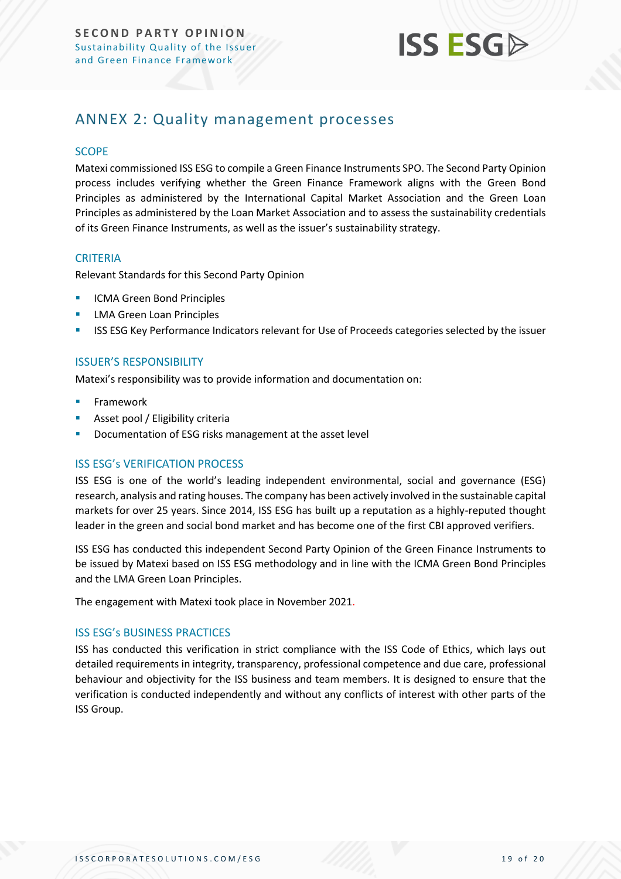## ANNEX 2: Quality management processes

### SCOPE

Matexi commissioned ISS ESG to compile a Green Finance Instruments SPO. The Second Party Opinion process includes verifying whether the Green Finance Framework aligns with the Green Bond Principles as administered by the International Capital Market Association and the Green Loan Principles as administered by the Loan Market Association and to assess the sustainability credentials of its Green Finance Instruments, as well as the issuer's sustainability strategy.

### CRITERIA

Relevant Standards for this Second Party Opinion

- ICMA Green Bond Principles
- LMA Green Loan Principles
- ISS ESG Key Performance Indicators relevant for Use of Proceeds categories selected by the issuer

### ISSUER'S RESPONSIBILITY

Matexi's responsibility was to provide information and documentation on:

- Framework
- Asset pool / Eligibility criteria
- Documentation of ESG risks management at the asset level

### ISS ESG's VERIFICATION PROCESS

ISS ESG is one of the world's leading independent environmental, social and governance (ESG) research, analysis and rating houses. The company has been actively involved in the sustainable capital markets for over 25 years. Since 2014, ISS ESG has built up a reputation as a highly-reputed thought leader in the green and social bond market and has become one of the first CBI approved verifiers.

ISS ESG has conducted this independent Second Party Opinion of the Green Finance Instruments to be issued by Matexi based on ISS ESG methodology and in line with the ICMA Green Bond Principles and the LMA Green Loan Principles.

The engagement with Matexi took place in November 2021.

### ISS ESG's BUSINESS PRACTICES

ISS has conducted this verification in strict compliance with the ISS Code of Ethics, which lays out detailed requirements in integrity, transparency, professional competence and due care, professional behaviour and objectivity for the ISS business and team members. It is designed to ensure that the verification is conducted independently and without any conflicts of interest with other parts of the ISS Group.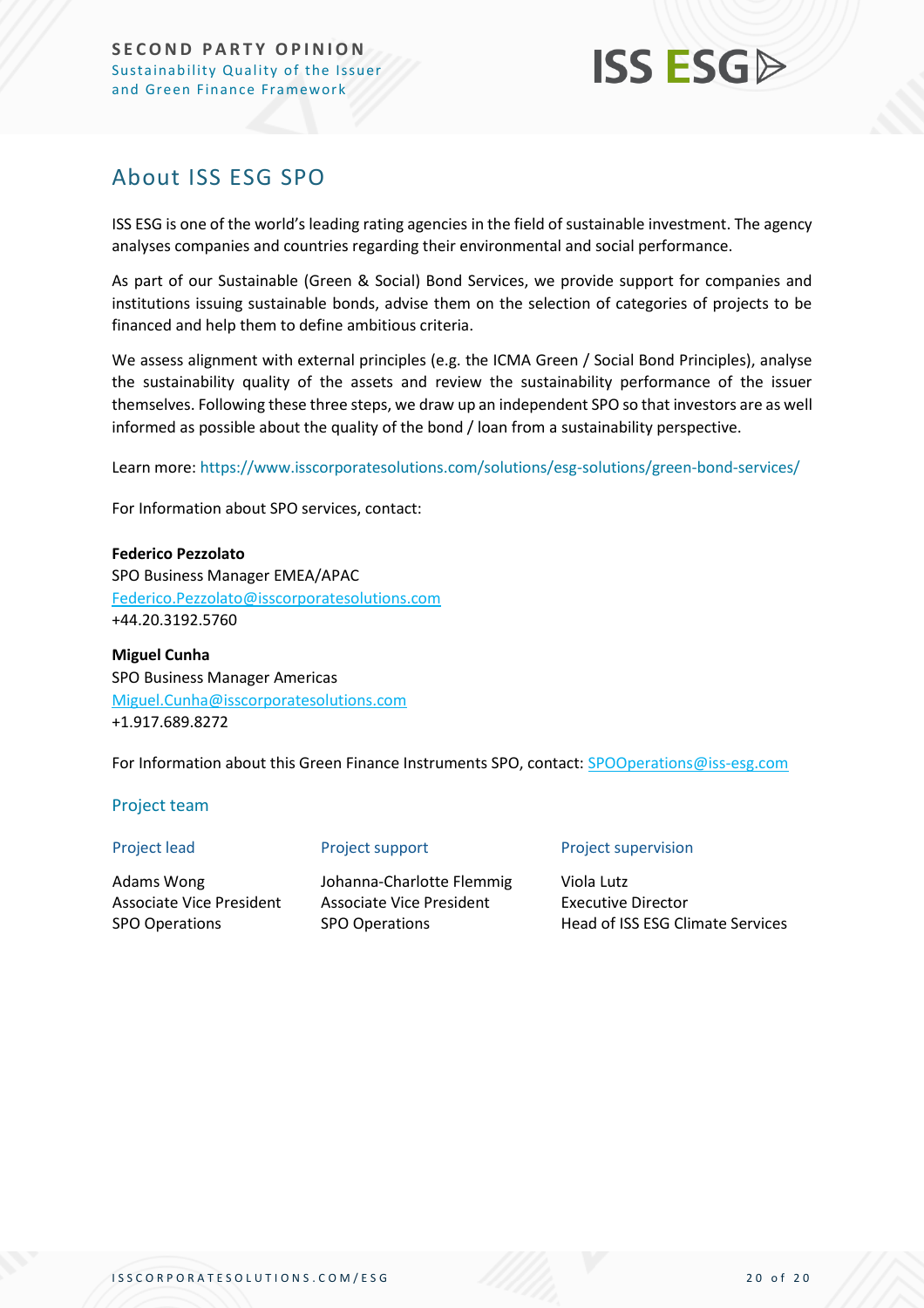## About ISS ESG SPO

ISS ESG is one of the world's leading rating agencies in the field of sustainable investment. The agency analyses companies and countries regarding their environmental and social performance.

As part of our Sustainable (Green & Social) Bond Services, we provide support for companies and institutions issuing sustainable bonds, advise them on the selection of categories of projects to be financed and help them to define ambitious criteria.

We assess alignment with external principles (e.g. the ICMA Green / Social Bond Principles), analyse the sustainability quality of the assets and review the sustainability performance of the issuer themselves. Following these three steps, we draw up an independent SPO so that investors are as well informed as possible about the quality of the bond / loan from a sustainability perspective.

Learn more: https://www.isscorporatesolutions.com/solutions/esg-solutions/green-bond-services/

For Information about SPO services, contact:

**Federico Pezzolato**
SPO Business Manager EMEA/APAC
Federico.Pezzolato@isscorporatesolutions.com
+44.20.3192.5760

**Miguel Cunha**
SPO Business Manager Americas
Miguel.Cunha@isscorporatesolutions.com
+1.917.689.8272

For Information about this Green Finance Instruments SPO, contact: SPOOperations@iss-esg.com

### Project team

| Project lead | Project support | Project supervision |
|---|---|---|
| Adams Wong<br>Associate Vice President<br>SPO Operations | Johanna-Charlotte Flemmig<br>Associate Vice President<br>SPO Operations | Viola Lutz<br>Executive Director<br>Head of ISS ESG Climate Services |